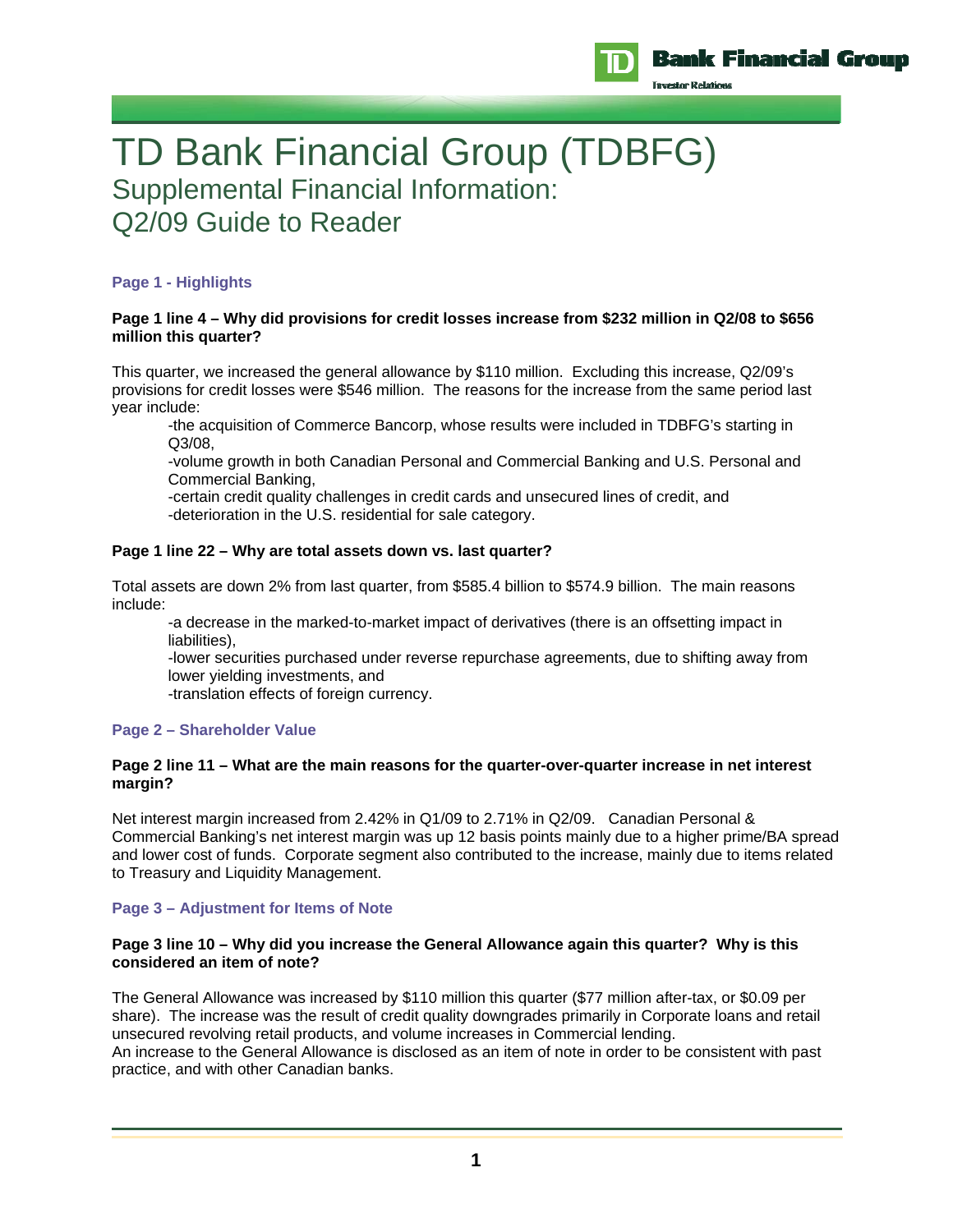# TD Bank Financial Group (TDBFG)

## Supplemental Financial Information: Q2/09 Guide to Reader

### Page 1 - Highlights

**Page 1 line 4 – Why did provisions for credit losses increase from $232 million in Q2/08 to $656 million this quarter?**

This quarter, we increased the general allowance by $110 million. Excluding this increase, Q2/09's provisions for credit losses were $546 million. The reasons for the increase from the same period last year include:

- the acquisition of Commerce Bancorp, whose results were included in TDBFG's starting in Q3/08,
- volume growth in both Canadian Personal and Commercial Banking and U.S. Personal and Commercial Banking,
- certain credit quality challenges in credit cards and unsecured lines of credit, and
- deterioration in the U.S. residential for sale category.

**Page 1 line 22 – Why are total assets down vs. last quarter?**

Total assets are down 2% from last quarter, from $585.4 billion to $574.9 billion. The main reasons include:

- a decrease in the marked-to-market impact of derivatives (there is an offsetting impact in liabilities),
- lower securities purchased under reverse repurchase agreements, due to shifting away from lower yielding investments, and
- translation effects of foreign currency.

### Page 2 – Shareholder Value

**Page 2 line 11 – What are the main reasons for the quarter-over-quarter increase in net interest margin?**

Net interest margin increased from 2.42% in Q1/09 to 2.71% in Q2/09. Canadian Personal & Commercial Banking's net interest margin was up 12 basis points mainly due to a higher prime/BA spread and lower cost of funds. Corporate segment also contributed to the increase, mainly due to items related to Treasury and Liquidity Management.

### Page 3 – Adjustment for Items of Note

**Page 3 line 10 – Why did you increase the General Allowance again this quarter? Why is this considered an item of note?**

The General Allowance was increased by $110 million this quarter ($77 million after-tax, or $0.09 per share). The increase was the result of credit quality downgrades primarily in Corporate loans and retail unsecured revolving retail products, and volume increases in Commercial lending.
An increase to the General Allowance is disclosed as an item of note in order to be consistent with past practice, and with other Canadian banks.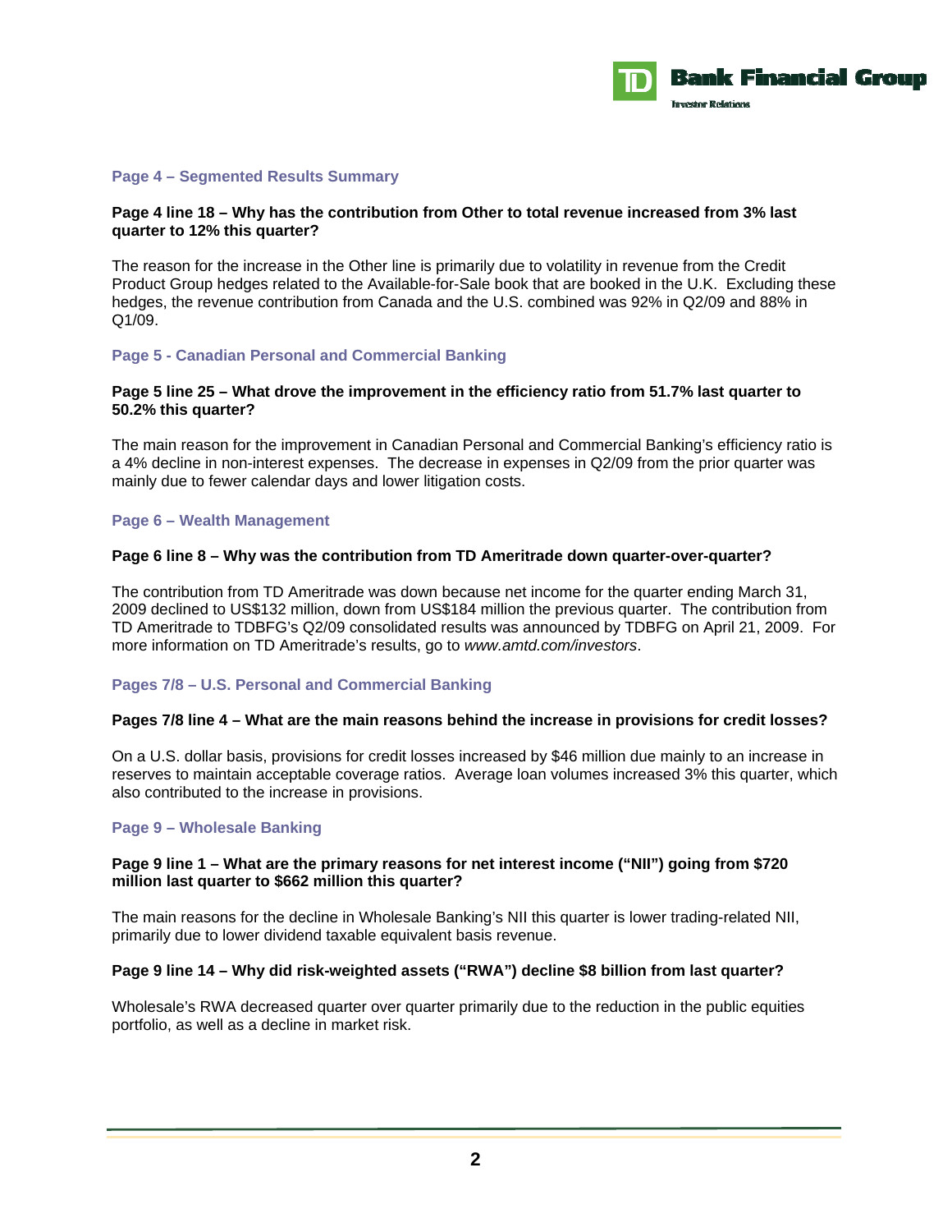## Page 4 – Segmented Results Summary

**Page 4 line 18 – Why has the contribution from Other to total revenue increased from 3% last quarter to 12% this quarter?**

The reason for the increase in the Other line is primarily due to volatility in revenue from the Credit Product Group hedges related to the Available-for-Sale book that are booked in the U.K. Excluding these hedges, the revenue contribution from Canada and the U.S. combined was 92% in Q2/09 and 88% in Q1/09.

## Page 5 - Canadian Personal and Commercial Banking

**Page 5 line 25 – What drove the improvement in the efficiency ratio from 51.7% last quarter to 50.2% this quarter?**

The main reason for the improvement in Canadian Personal and Commercial Banking's efficiency ratio is a 4% decline in non-interest expenses. The decrease in expenses in Q2/09 from the prior quarter was mainly due to fewer calendar days and lower litigation costs.

## Page 6 – Wealth Management

**Page 6 line 8 – Why was the contribution from TD Ameritrade down quarter-over-quarter?**

The contribution from TD Ameritrade was down because net income for the quarter ending March 31, 2009 declined to US$132 million, down from US$184 million the previous quarter. The contribution from TD Ameritrade to TDBFG's Q2/09 consolidated results was announced by TDBFG on April 21, 2009. For more information on TD Ameritrade's results, go to *www.amtd.com/investors*.

## Pages 7/8 – U.S. Personal and Commercial Banking

**Pages 7/8 line 4 – What are the main reasons behind the increase in provisions for credit losses?**

On a U.S. dollar basis, provisions for credit losses increased by $46 million due mainly to an increase in reserves to maintain acceptable coverage ratios. Average loan volumes increased 3% this quarter, which also contributed to the increase in provisions.

## Page 9 – Wholesale Banking

**Page 9 line 1 – What are the primary reasons for net interest income ("NII") going from $720 million last quarter to $662 million this quarter?**

The main reasons for the decline in Wholesale Banking's NII this quarter is lower trading-related NII, primarily due to lower dividend taxable equivalent basis revenue.

**Page 9 line 14 – Why did risk-weighted assets ("RWA") decline $8 billion from last quarter?**

Wholesale's RWA decreased quarter over quarter primarily due to the reduction in the public equities portfolio, as well as a decline in market risk.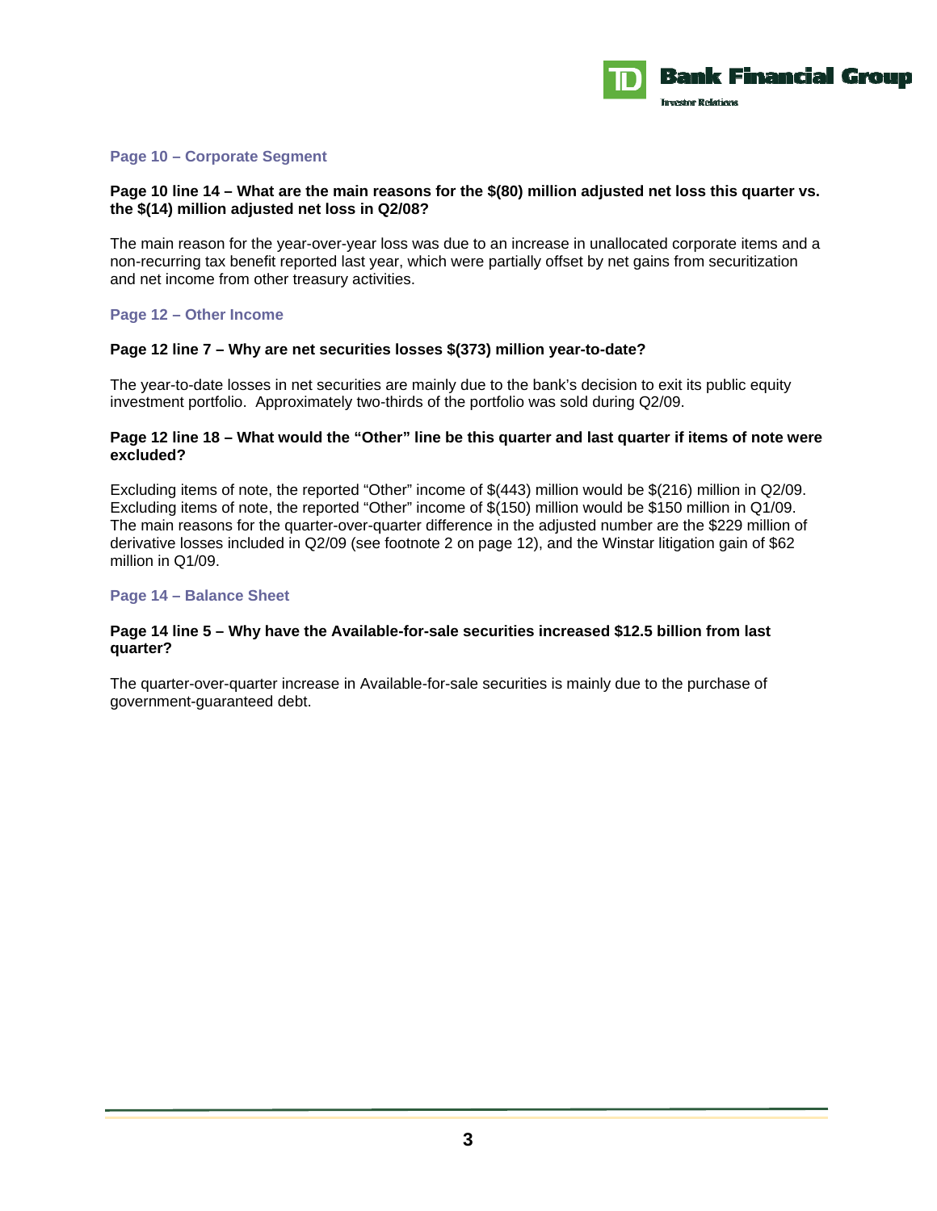## Page 10 – Corporate Segment

**Page 10 line 14 – What are the main reasons for the $(80) million adjusted net loss this quarter vs. the $(14) million adjusted net loss in Q2/08?**

The main reason for the year-over-year loss was due to an increase in unallocated corporate items and a non-recurring tax benefit reported last year, which were partially offset by net gains from securitization and net income from other treasury activities.

## Page 12 – Other Income

**Page 12 line 7 – Why are net securities losses $(373) million year-to-date?**

The year-to-date losses in net securities are mainly due to the bank's decision to exit its public equity investment portfolio. Approximately two-thirds of the portfolio was sold during Q2/09.

**Page 12 line 18 – What would the "Other" line be this quarter and last quarter if items of note were excluded?**

Excluding items of note, the reported "Other" income of $(443) million would be $(216) million in Q2/09. Excluding items of note, the reported "Other" income of $(150) million would be $150 million in Q1/09. The main reasons for the quarter-over-quarter difference in the adjusted number are the $229 million of derivative losses included in Q2/09 (see footnote 2 on page 12), and the Winstar litigation gain of $62 million in Q1/09.

## Page 14 – Balance Sheet

**Page 14 line 5 – Why have the Available-for-sale securities increased $12.5 billion from last quarter?**

The quarter-over-quarter increase in Available-for-sale securities is mainly due to the purchase of government-guaranteed debt.